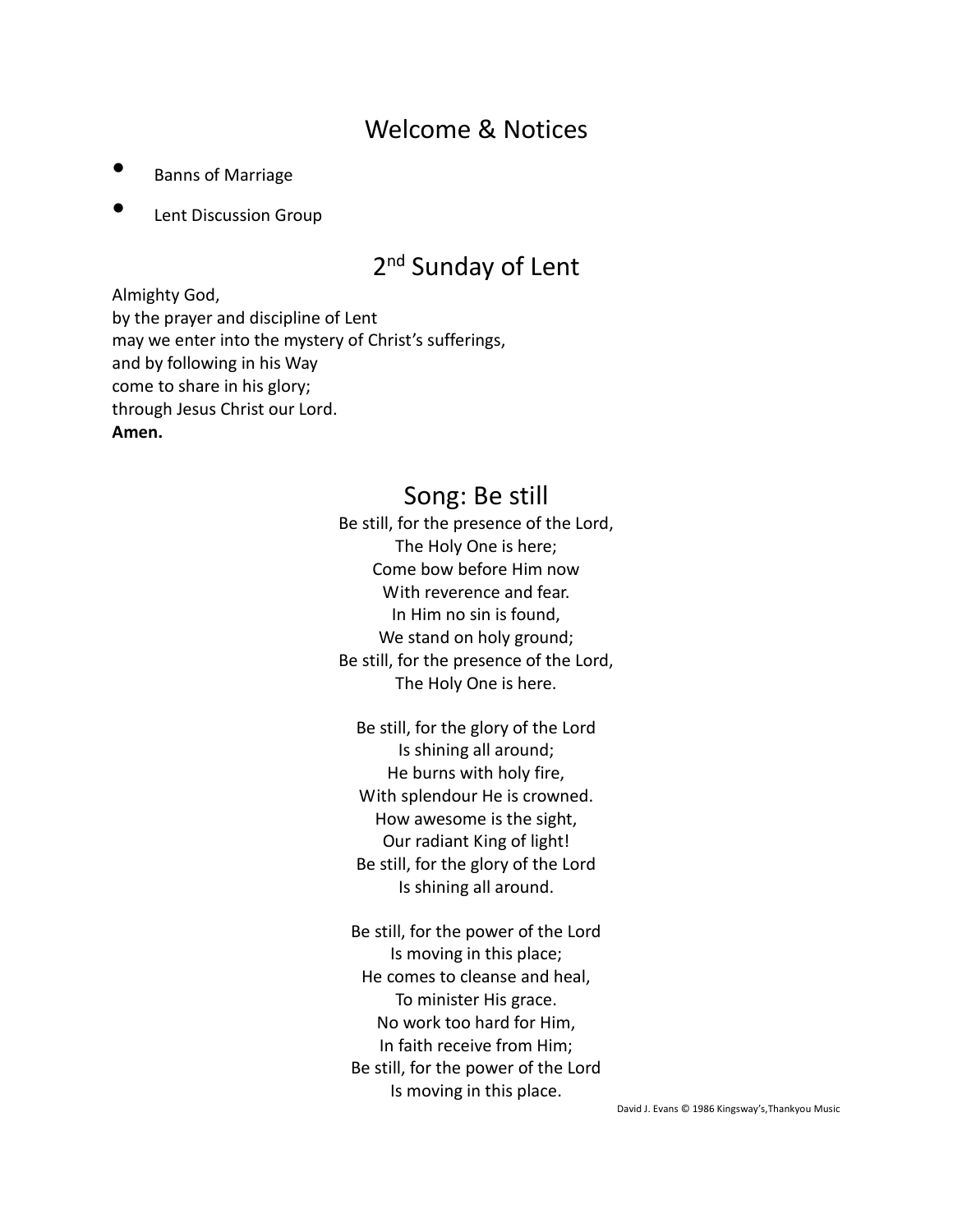## Welcome & Notices

- Banns of Marriage
- Lent Discussion Group

## 2nd Sunday of Lent

Almighty God,
by the prayer and discipline of Lent
may we enter into the mystery of Christ's sufferings,
and by following in his Way
come to share in his glory;
through Jesus Christ our Lord.
**Amen.**

## Song: Be still

Be still, for the presence of the Lord,
The Holy One is here;
Come bow before Him now
With reverence and fear.
In Him no sin is found,
We stand on holy ground;
Be still, for the presence of the Lord,
The Holy One is here.

Be still, for the glory of the Lord
Is shining all around;
He burns with holy fire,
With splendour He is crowned.
How awesome is the sight,
Our radiant King of light!
Be still, for the glory of the Lord
Is shining all around.

Be still, for the power of the Lord
Is moving in this place;
He comes to cleanse and heal,
To minister His grace.
No work too hard for Him,
In faith receive from Him;
Be still, for the power of the Lord
Is moving in this place.

David J. Evans © 1986 Kingsway's,Thankyou Music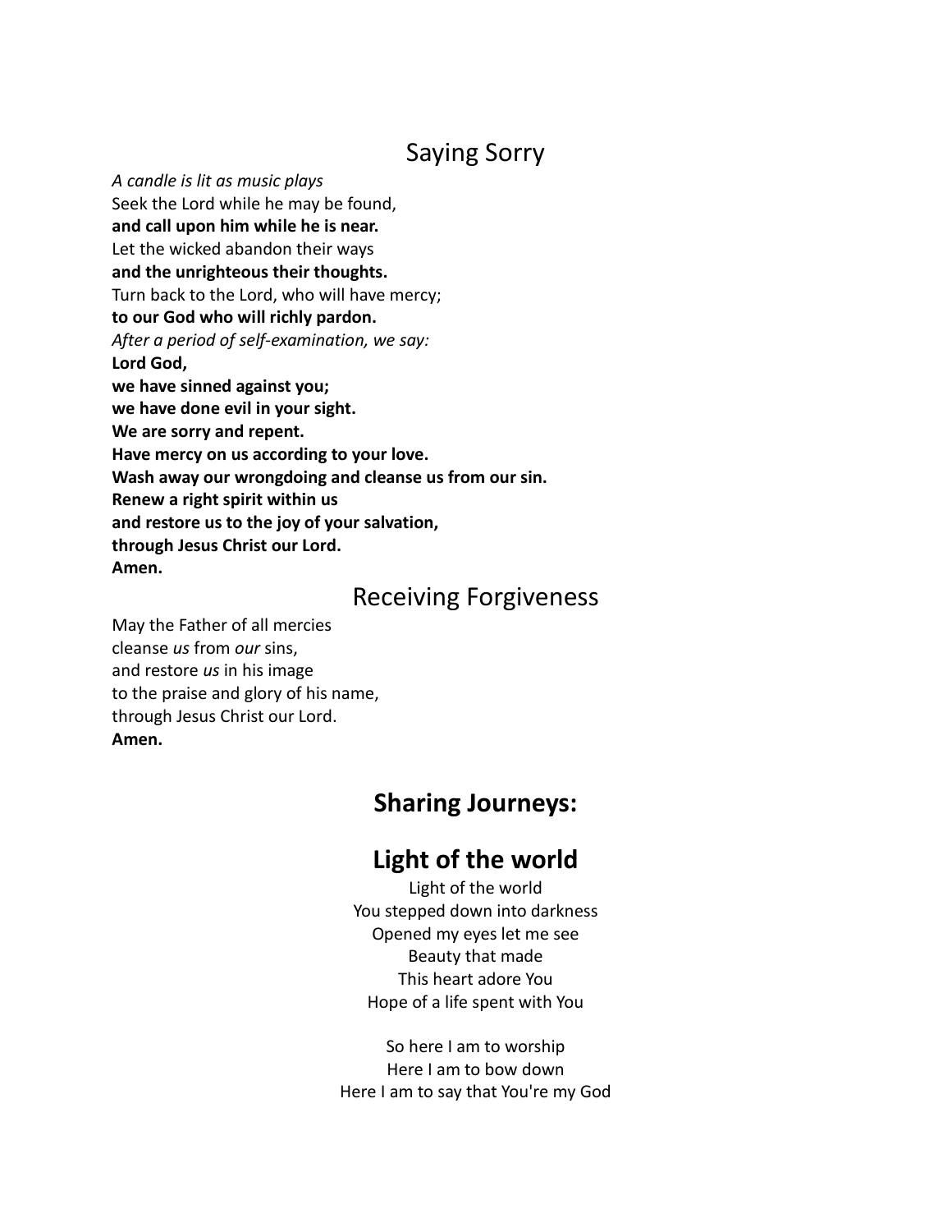## Saying Sorry

*A candle is lit as music plays*
Seek the Lord while he may be found,
**and call upon him while he is near.**
Let the wicked abandon their ways
**and the unrighteous their thoughts.**
Turn back to the Lord, who will have mercy;
**to our God who will richly pardon.**
*After a period of self-examination, we say:*
**Lord God,**
**we have sinned against you;**
**we have done evil in your sight.**
**We are sorry and repent.**
**Have mercy on us according to your love.**
**Wash away our wrongdoing and cleanse us from our sin.**
**Renew a right spirit within us**
**and restore us to the joy of your salvation,**
**through Jesus Christ our Lord.**
**Amen.**

## Receiving Forgiveness

May the Father of all mercies
cleanse *us* from *our* sins,
and restore *us* in his image
to the praise and glory of his name,
through Jesus Christ our Lord.
**Amen.**

## **Sharing Journeys:**

## **Light of the world**

Light of the world
You stepped down into darkness
Opened my eyes let me see
Beauty that made
This heart adore You
Hope of a life spent with You

So here I am to worship
Here I am to bow down
Here I am to say that You're my God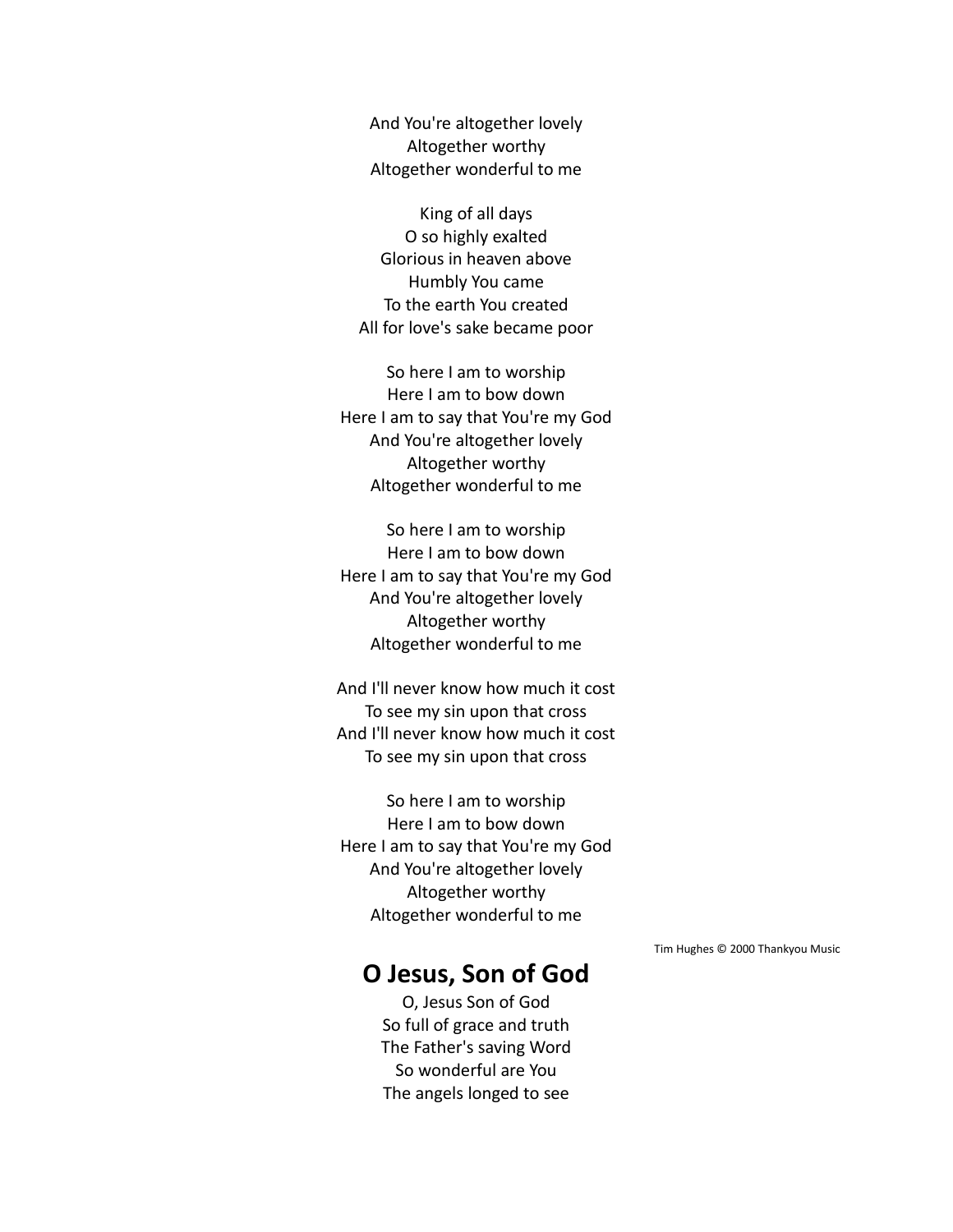And You're altogether lovely
Altogether worthy
Altogether wonderful to me

King of all days
O so highly exalted
Glorious in heaven above
Humbly You came
To the earth You created
All for love's sake became poor

So here I am to worship
Here I am to bow down
Here I am to say that You're my God
And You're altogether lovely
Altogether worthy
Altogether wonderful to me

So here I am to worship
Here I am to bow down
Here I am to say that You're my God
And You're altogether lovely
Altogether worthy
Altogether wonderful to me

And I'll never know how much it cost
To see my sin upon that cross
And I'll never know how much it cost
To see my sin upon that cross

So here I am to worship
Here I am to bow down
Here I am to say that You're my God
And You're altogether lovely
Altogether worthy
Altogether wonderful to me

Tim Hughes © 2000 Thankyou Music

## O Jesus, Son of God

O, Jesus Son of God
So full of grace and truth
The Father's saving Word
So wonderful are You
The angels longed to see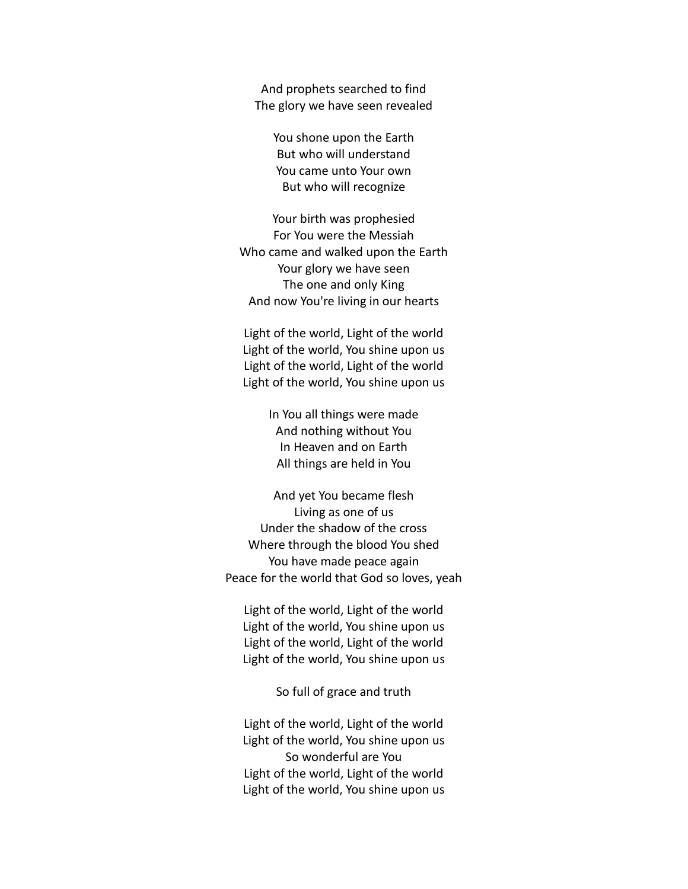And prophets searched to find
The glory we have seen revealed

You shone upon the Earth
But who will understand
You came unto Your own
But who will recognize

Your birth was prophesied
For You were the Messiah
Who came and walked upon the Earth
Your glory we have seen
The one and only King
And now You're living in our hearts

Light of the world, Light of the world
Light of the world, You shine upon us
Light of the world, Light of the world
Light of the world, You shine upon us

In You all things were made
And nothing without You
In Heaven and on Earth
All things are held in You

And yet You became flesh
Living as one of us
Under the shadow of the cross
Where through the blood You shed
You have made peace again
Peace for the world that God so loves, yeah

Light of the world, Light of the world
Light of the world, You shine upon us
Light of the world, Light of the world
Light of the world, You shine upon us

So full of grace and truth

Light of the world, Light of the world
Light of the world, You shine upon us
So wonderful are You
Light of the world, Light of the world
Light of the world, You shine upon us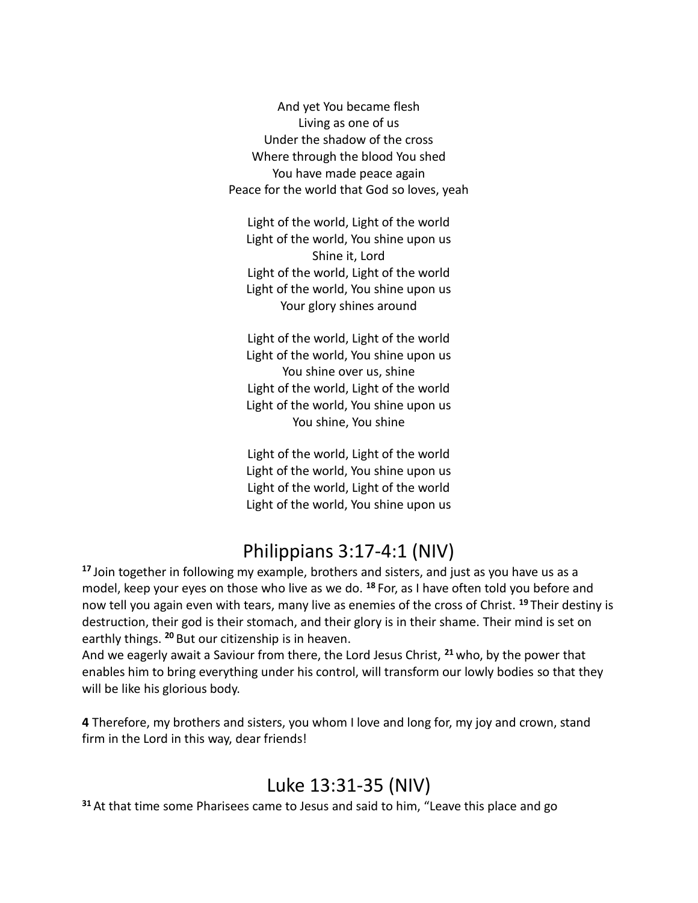And yet You became flesh
Living as one of us
Under the shadow of the cross
Where through the blood You shed
You have made peace again
Peace for the world that God so loves, yeah

Light of the world, Light of the world
Light of the world, You shine upon us
Shine it, Lord
Light of the world, Light of the world
Light of the world, You shine upon us
Your glory shines around

Light of the world, Light of the world
Light of the world, You shine upon us
You shine over us, shine
Light of the world, Light of the world
Light of the world, You shine upon us
You shine, You shine

Light of the world, Light of the world
Light of the world, You shine upon us
Light of the world, Light of the world
Light of the world, You shine upon us

## Philippians 3:17-4:1 (NIV)

**17** Join together in following my example, brothers and sisters, and just as you have us as a model, keep your eyes on those who live as we do. **18** For, as I have often told you before and now tell you again even with tears, many live as enemies of the cross of Christ. **19** Their destiny is destruction, their god is their stomach, and their glory is in their shame. Their mind is set on earthly things. **20** But our citizenship is in heaven.
And we eagerly await a Saviour from there, the Lord Jesus Christ, **21** who, by the power that enables him to bring everything under his control, will transform our lowly bodies so that they will be like his glorious body.

**4** Therefore, my brothers and sisters, you whom I love and long for, my joy and crown, stand firm in the Lord in this way, dear friends!

## Luke 13:31-35 (NIV)

**31** At that time some Pharisees came to Jesus and said to him, "Leave this place and go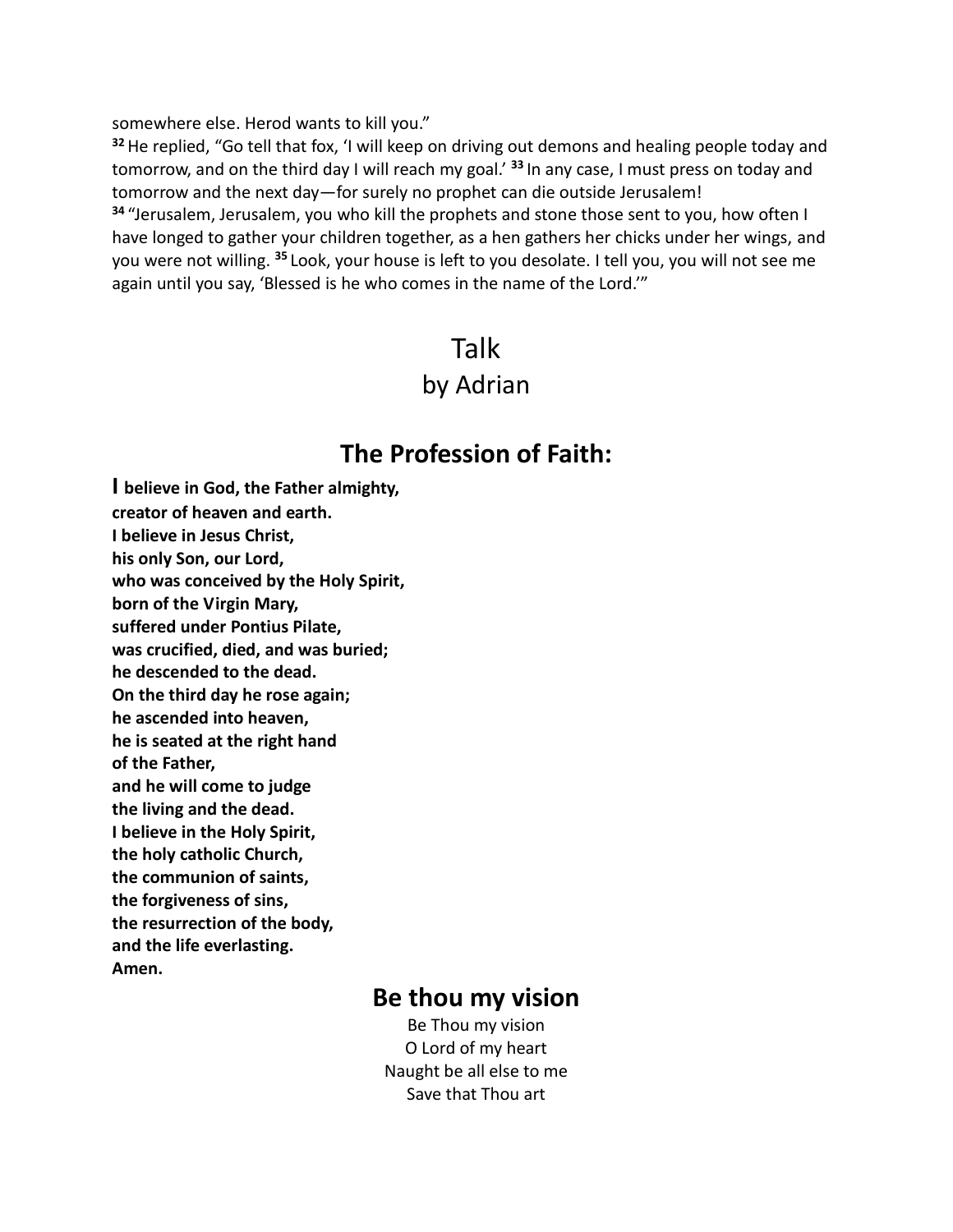somewhere else. Herod wants to kill you."

[32] He replied, "Go tell that fox, 'I will keep on driving out demons and healing people today and tomorrow, and on the third day I will reach my goal.' [33] In any case, I must press on today and tomorrow and the next day—for surely no prophet can die outside Jerusalem!

[34] "Jerusalem, Jerusalem, you who kill the prophets and stone those sent to you, how often I have longed to gather your children together, as a hen gathers her chicks under her wings, and you were not willing. [35] Look, your house is left to you desolate. I tell you, you will not see me again until you say, 'Blessed is he who comes in the name of the Lord.'"

# Talk
## by Adrian

## The Profession of Faith:

**I believe in God, the Father almighty,**
**creator of heaven and earth.**
**I believe in Jesus Christ,**
**his only Son, our Lord,**
**who was conceived by the Holy Spirit,**
**born of the Virgin Mary,**
**suffered under Pontius Pilate,**
**was crucified, died, and was buried;**
**he descended to the dead.**
**On the third day he rose again;**
**he ascended into heaven,**
**he is seated at the right hand**
**of the Father,**
**and he will come to judge**
**the living and the dead.**
**I believe in the Holy Spirit,**
**the holy catholic Church,**
**the communion of saints,**
**the forgiveness of sins,**
**the resurrection of the body,**
**and the life everlasting.**
**Amen.**

## Be thou my vision

Be Thou my vision
O Lord of my heart
Naught be all else to me
Save that Thou art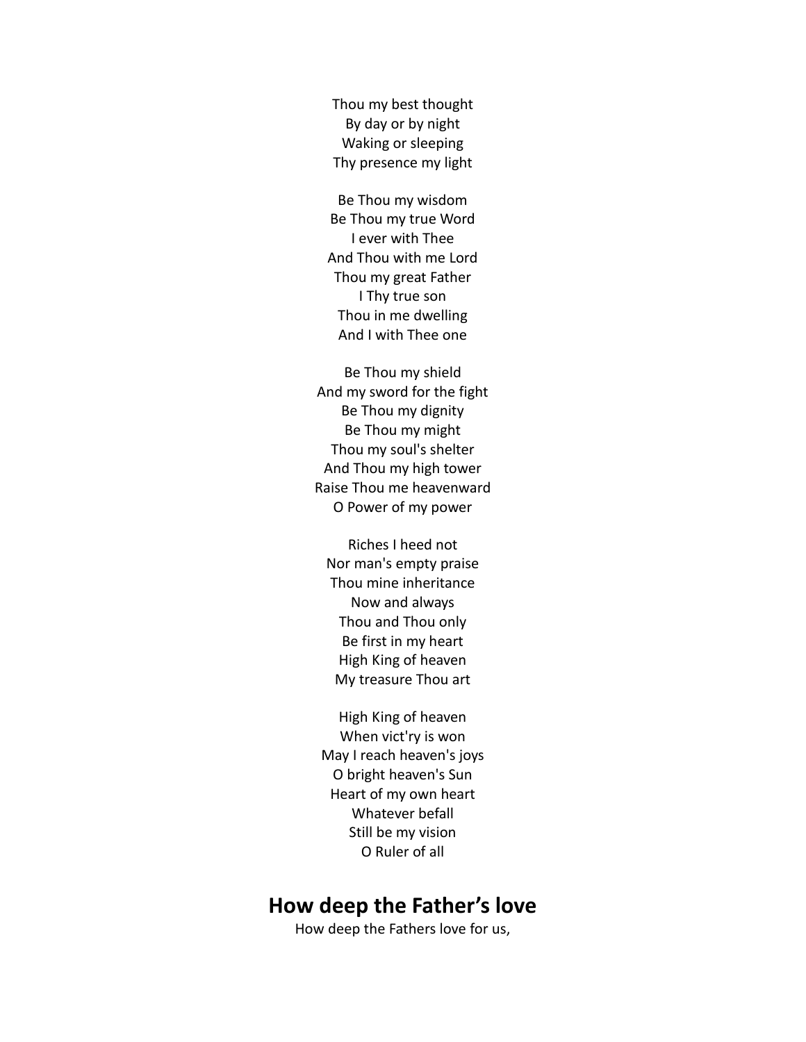Thou my best thought
By day or by night
Waking or sleeping
Thy presence my light

Be Thou my wisdom
Be Thou my true Word
I ever with Thee
And Thou with me Lord
Thou my great Father
I Thy true son
Thou in me dwelling
And I with Thee one

Be Thou my shield
And my sword for the fight
Be Thou my dignity
Be Thou my might
Thou my soul's shelter
And Thou my high tower
Raise Thou me heavenward
O Power of my power

Riches I heed not
Nor man's empty praise
Thou mine inheritance
Now and always
Thou and Thou only
Be first in my heart
High King of heaven
My treasure Thou art

High King of heaven
When vict'ry is won
May I reach heaven's joys
O bright heaven's Sun
Heart of my own heart
Whatever befall
Still be my vision
O Ruler of all

## How deep the Father's love

How deep the Fathers love for us,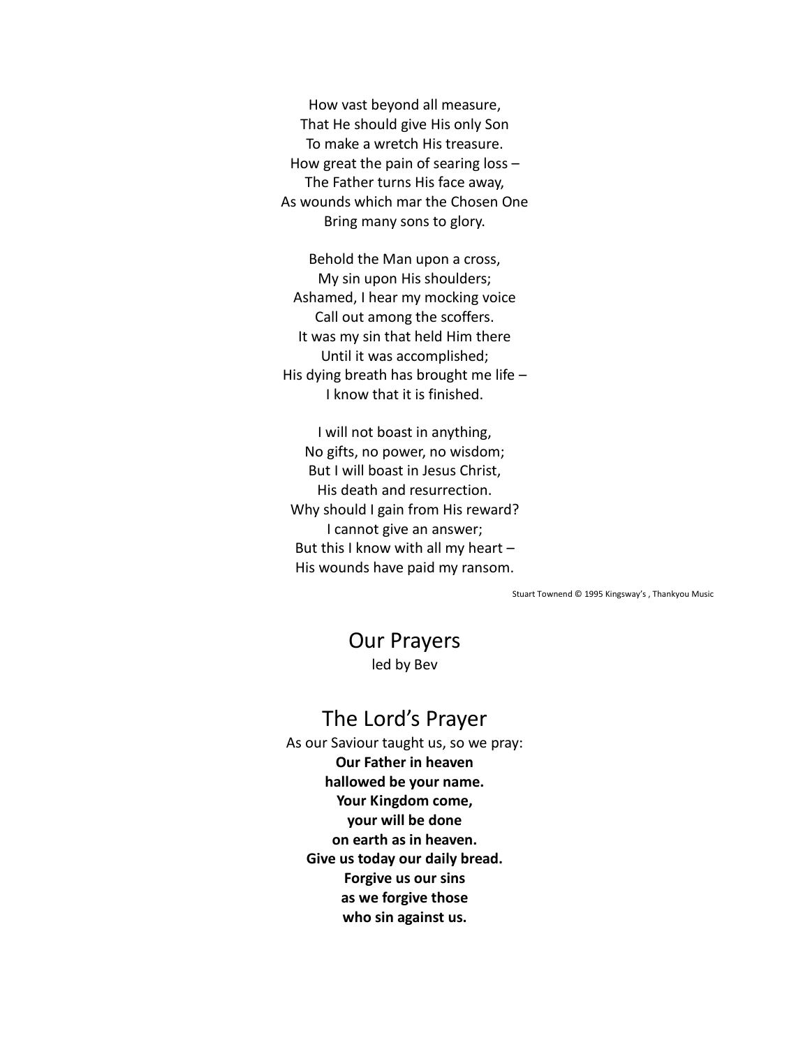How vast beyond all measure,
That He should give His only Son
To make a wretch His treasure.
How great the pain of searing loss –
The Father turns His face away,
As wounds which mar the Chosen One
Bring many sons to glory.

Behold the Man upon a cross,
My sin upon His shoulders;
Ashamed, I hear my mocking voice
Call out among the scoffers.
It was my sin that held Him there
Until it was accomplished;
His dying breath has brought me life –
I know that it is finished.

I will not boast in anything,
No gifts, no power, no wisdom;
But I will boast in Jesus Christ,
His death and resurrection.
Why should I gain from His reward?
I cannot give an answer;
But this I know with all my heart –
His wounds have paid my ransom.

Stuart Townend © 1995 Kingsway's , Thankyou Music

## Our Prayers

led by Bev

## The Lord's Prayer

As our Saviour taught us, so we pray:

**Our Father in heaven**
**hallowed be your name.**
**Your Kingdom come,**
**your will be done**
**on earth as in heaven.**
**Give us today our daily bread.**
**Forgive us our sins**
**as we forgive those**
**who sin against us.**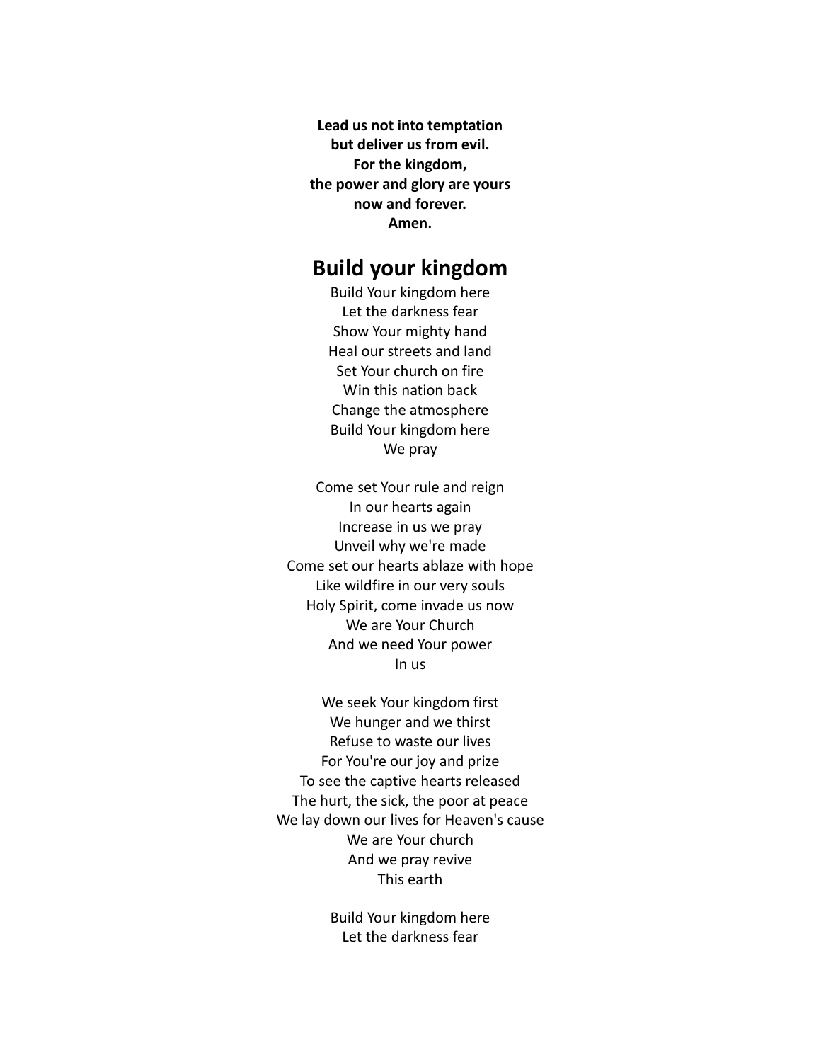**Lead us not into temptation**
**but deliver us from evil.**
**For the kingdom,**
**the power and glory are yours**
**now and forever.**
**Amen.**

## Build your kingdom

Build Your kingdom here
Let the darkness fear
Show Your mighty hand
Heal our streets and land
Set Your church on fire
Win this nation back
Change the atmosphere
Build Your kingdom here
We pray

Come set Your rule and reign
In our hearts again
Increase in us we pray
Unveil why we're made
Come set our hearts ablaze with hope
Like wildfire in our very souls
Holy Spirit, come invade us now
We are Your Church
And we need Your power
In us

We seek Your kingdom first
We hunger and we thirst
Refuse to waste our lives
For You're our joy and prize
To see the captive hearts released
The hurt, the sick, the poor at peace
We lay down our lives for Heaven's cause
We are Your church
And we pray revive
This earth

Build Your kingdom here
Let the darkness fear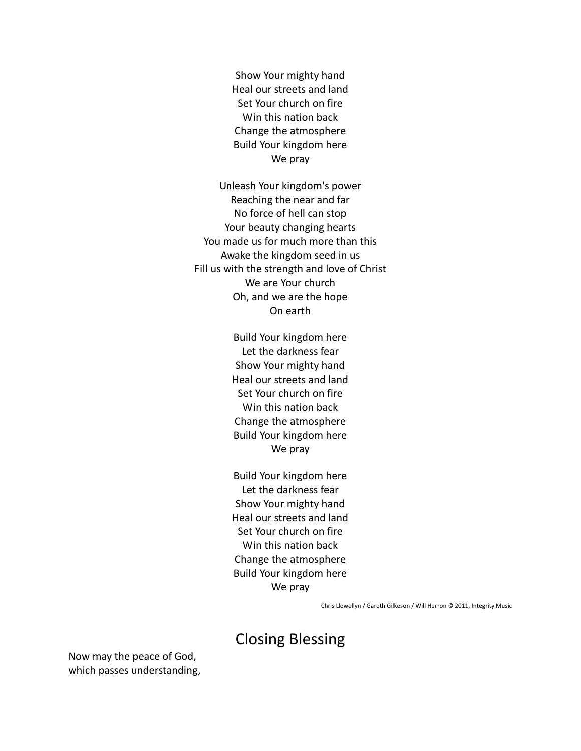Show Your mighty hand
Heal our streets and land
Set Your church on fire
Win this nation back
Change the atmosphere
Build Your kingdom here
We pray

Unleash Your kingdom's power
Reaching the near and far
No force of hell can stop
Your beauty changing hearts
You made us for much more than this
Awake the kingdom seed in us
Fill us with the strength and love of Christ
We are Your church
Oh, and we are the hope
On earth

Build Your kingdom here
Let the darkness fear
Show Your mighty hand
Heal our streets and land
Set Your church on fire
Win this nation back
Change the atmosphere
Build Your kingdom here
We pray

Build Your kingdom here
Let the darkness fear
Show Your mighty hand
Heal our streets and land
Set Your church on fire
Win this nation back
Change the atmosphere
Build Your kingdom here
We pray

Chris Llewellyn / Gareth Gilkeson / Will Herron © 2011, Integrity Music

## Closing Blessing

Now may the peace of God,
which passes understanding,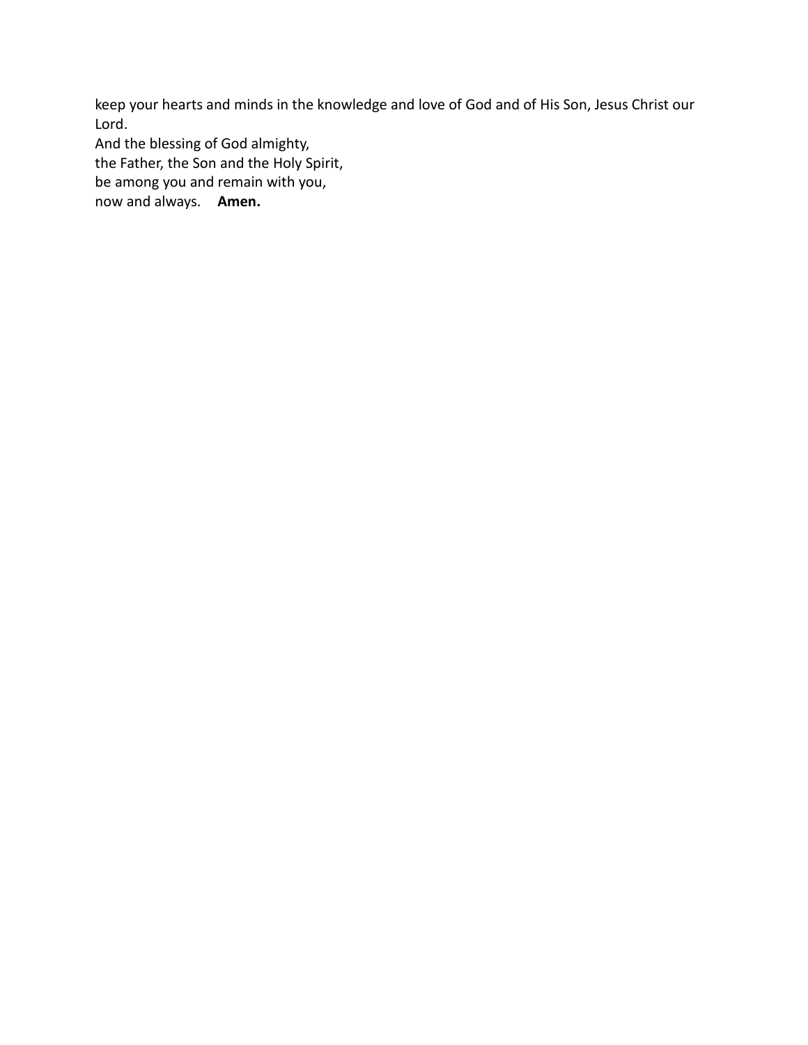keep your hearts and minds in the knowledge and love of God and of His Son, Jesus Christ our Lord.
And the blessing of God almighty,
the Father, the Son and the Holy Spirit,
be among you and remain with you,
now and always. **Amen.**